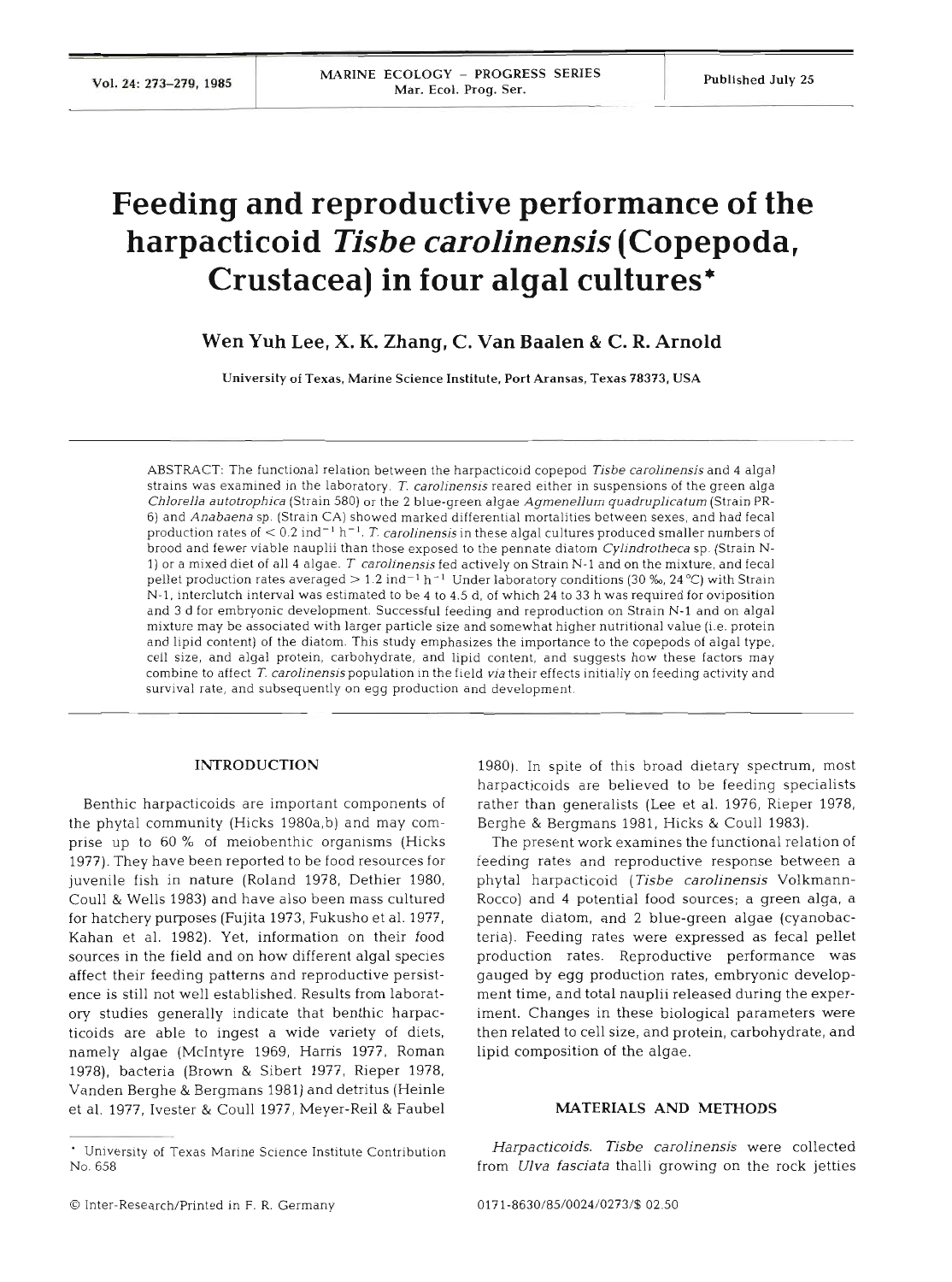# Feeding and reproductive performance of the harpacticoid *Tisbe carolinensis* (Copepoda, Crustacea) in four algal cultures*

**Wen Yuh Lee, X. K. Zhang, C. Van Baalen & C. R. Arnold**

University of Texas, Marine Science Institute, Port Aransas, Texas 78373, USA

ABSTRACT: The functional relation between the harpacticoid copepod *Tisbe carolinensis* and 4 algal strains was examined in the laboratory. *T. carolinensis* reared either in suspensions of the green alga *Chlorella autotrophica* (Strain 580) or the 2 blue-green algae *Agmenellum quadruplicatum* (Strain PR-6) and *Anabaena* sp. (Strain CA) showed marked differential mortalities between sexes, and had fecal production rates of $< 0.2$ ind$^{-1}$ h$^{-1}$. *T. carolinensis* in these algal cultures produced smaller numbers of brood and fewer viable nauplii than those exposed to the pennate diatom *Cylindrotheca* sp. (Strain N-1) or a mixed diet of all 4 algae. *T. carolinensis* fed actively on Strain N-1 and on the mixture, and fecal pellet production rates averaged $> 1.2$ ind$^{-1}$ h$^{-1}$. Under laboratory conditions (30 ‰, 24 °C) with Strain N-1, interclutch interval was estimated to be 4 to 4.5 d, of which 24 to 33 h was required for oviposition and 3 d for embryonic development. Successful feeding and reproduction on Strain N-1 and on algal mixture may be associated with larger particle size and somewhat higher nutritional value (i.e. protein and lipid content) of the diatom. This study emphasizes the importance to the copepods of algal type, cell size, and algal protein, carbohydrate, and lipid content, and suggests how these factors may combine to affect *T. carolinensis* population in the field *via* their effects initially on feeding activity and survival rate, and subsequently on egg production and development.

## INTRODUCTION

Benthic harpacticoids are important components of the phytal community (Hicks 1980a,b) and may comprise up to 60 % of meiobenthic organisms (Hicks 1977). They have been reported to be food resources for juvenile fish in nature (Roland 1978, Dethier 1980, Coull & Wells 1983) and have also been mass cultured for hatchery purposes (Fujita 1973, Fukusho et al. 1977, Kahan et al. 1982). Yet, information on their food sources in the field and on how different algal species affect their feeding patterns and reproductive persistence is still not well established. Results from laboratory studies generally indicate that benthic harpacticoids are able to ingest a wide variety of diets, namely algae (McIntyre 1969, Harris 1977, Roman 1978), bacteria (Brown & Sibert 1977, Rieper 1978, Vanden Berghe & Bergmans 1981) and detritus (Heinle et al. 1977, Ivester & Coull 1977, Meyer-Reil & Faubel 1980). In spite of this broad dietary spectrum, most harpacticoids are believed to be feeding specialists rather than generalists (Lee et al. 1976, Rieper 1978, Berghe & Bergmans 1981, Hicks & Coull 1983).

The present work examines the functional relation of feeding rates and reproductive response between a phytal harpacticoid (*Tisbe carolinensis* Volkmann-Rocco) and 4 potential food sources; a green alga, a pennate diatom, and 2 blue-green algae (cyanobacteria). Feeding rates were expressed as fecal pellet production rates. Reproductive performance was gauged by egg production rates, embryonic development time, and total nauplii released during the experiment. Changes in these biological parameters were then related to cell size, and protein, carbohydrate, and lipid composition of the algae.

## MATERIALS AND METHODS

*Harpacticoids. Tisbe carolinensis* were collected from *Ulva fasciata* thalli growing on the rock jetties

* University of Texas Marine Science Institute Contribution No. 658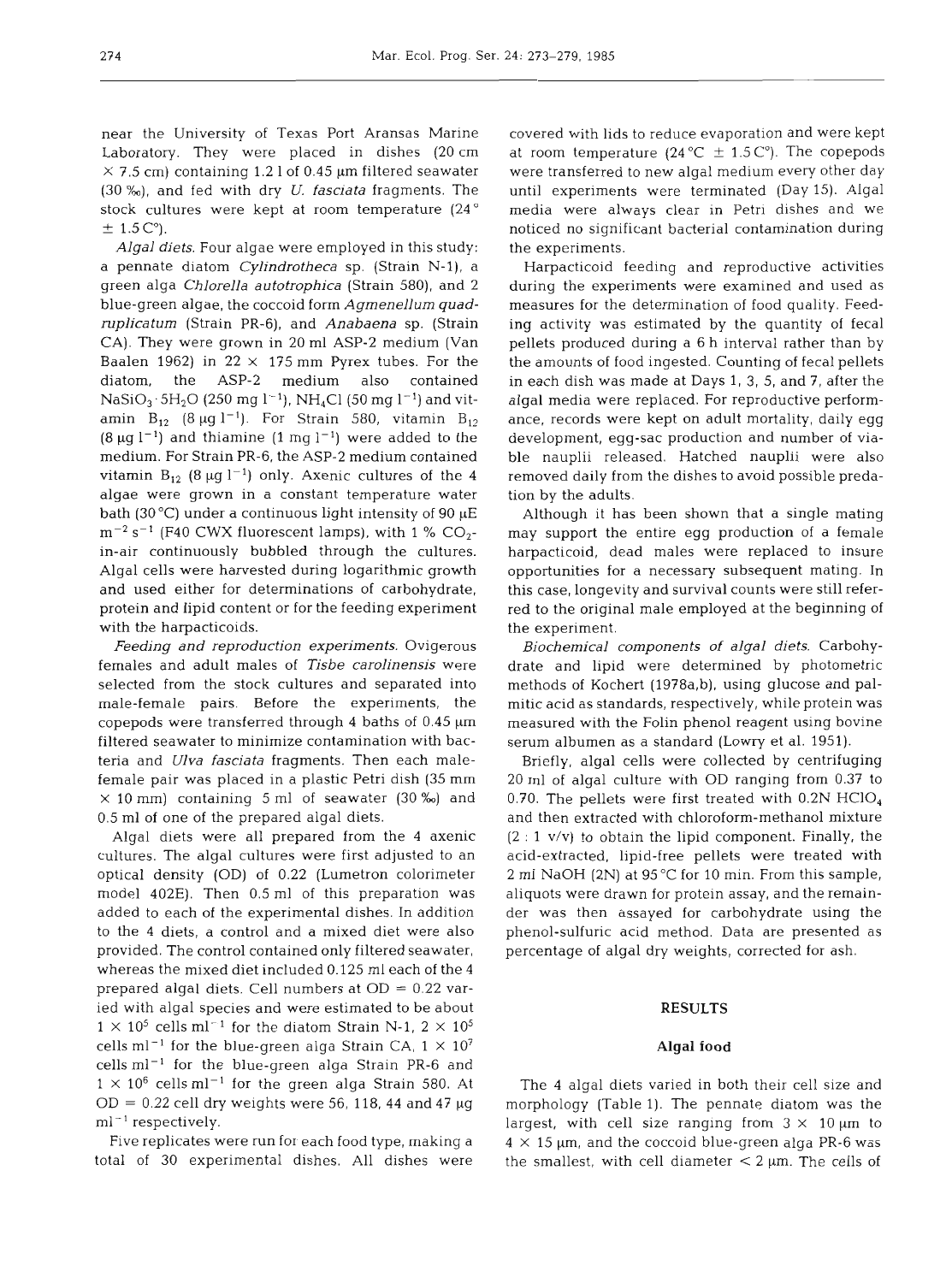near the University of Texas Port Aransas Marine Laboratory. They were placed in dishes (20 cm × 7.5 cm) containing 1.2 l of 0.45 µm filtered seawater (30 ‰), and fed with dry *U. fasciata* fragments. The stock cultures were kept at room temperature (24° ± 1.5 C°).

*Algal diets.* Four algae were employed in this study: a pennate diatom *Cylindrotheca* sp. (Strain N-1), a green alga *Chlorella autotrophica* (Strain 580), and 2 blue-green algae, the coccoid form *Agmenellum quadruplicatum* (Strain PR-6), and *Anabaena* sp. (Strain CA). They were grown in 20 ml ASP-2 medium (Van Baalen 1962) in 22 × 175 mm Pyrex tubes. For the diatom, the ASP-2 medium also contained $NaSiO_3 \cdot 5H_2O$ (250 mg $l^{-1}$), $NH_4Cl$ (50 mg $l^{-1}$) and vitamin $B_{12}$ (8 µg $l^{-1}$). For Strain 580, vitamin $B_{12}$ (8 µg $l^{-1}$) and thiamine (1 mg $l^{-1}$) were added to the medium. For Strain PR-6, the ASP-2 medium contained vitamin $B_{12}$ (8 µg $l^{-1}$) only. Axenic cultures of the 4 algae were grown in a constant temperature water bath (30 °C) under a continuous light intensity of 90 µE $m^{-2}$ $s^{-1}$ (F40 CWX fluorescent lamps), with 1 % $CO_2$-in-air continuously bubbled through the cultures. Algal cells were harvested during logarithmic growth and used either for determinations of carbohydrate, protein and lipid content or for the feeding experiment with the harpacticoids.

*Feeding and reproduction experiments.* Ovigerous females and adult males of *Tisbe carolinensis* were selected from the stock cultures and separated into male-female pairs. Before the experiments, the copepods were transferred through 4 baths of 0.45 µm filtered seawater to minimize contamination with bacteria and *Ulva fasciata* fragments. Then each male-female pair was placed in a plastic Petri dish (35 mm × 10 mm) containing 5 ml of seawater (30 ‰) and 0.5 ml of one of the prepared algal diets.

Algal diets were all prepared from the 4 axenic cultures. The algal cultures were first adjusted to an optical density (OD) of 0.22 (Lumetron colorimeter model 402E). Then 0.5 ml of this preparation was added to each of the experimental dishes. In addition to the 4 diets, a control and a mixed diet were also provided. The control contained only filtered seawater, whereas the mixed diet included 0.125 ml each of the 4 prepared algal diets. Cell numbers at OD = 0.22 varied with algal species and were estimated to be about $1 \times 10^5$ cells $ml^{-1}$ for the diatom Strain N-1, $2 \times 10^5$ cells $ml^{-1}$ for the blue-green alga Strain CA, $1 \times 10^7$ cells $ml^{-1}$ for the blue-green alga Strain PR-6 and $1 \times 10^6$ cells $ml^{-1}$ for the green alga Strain 580. At OD = 0.22 cell dry weights were 56, 118, 44 and 47 µg $ml^{-1}$ respectively.

Five replicates were run for each food type, making a total of 30 experimental dishes. All dishes were covered with lids to reduce evaporation and were kept at room temperature (24 °C ± 1.5 C°). The copepods were transferred to new algal medium every other day until experiments were terminated (Day 15). Algal media were always clear in Petri dishes and we noticed no significant bacterial contamination during the experiments.

Harpacticoid feeding and reproductive activities during the experiments were examined and used as measures for the determination of food quality. Feeding activity was estimated by the quantity of fecal pellets produced during a 6 h interval rather than by the amounts of food ingested. Counting of fecal pellets in each dish was made at Days 1, 3, 5, and 7, after the algal media were replaced. For reproductive performance, records were kept on adult mortality, daily egg development, egg-sac production and number of viable nauplii released. Hatched nauplii were also removed daily from the dishes to avoid possible predation by the adults.

Although it has been shown that a single mating may support the entire egg production of a female harpacticoid, dead males were replaced to insure opportunities for a necessary subsequent mating. In this case, longevity and survival counts were still referred to the original male employed at the beginning of the experiment.

*Biochemical components of algal diets.* Carbohydrate and lipid were determined by photometric methods of Kochert (1978a,b), using glucose and palmitic acid as standards, respectively, while protein was measured with the Folin phenol reagent using bovine serum albumen as a standard (Lowry et al. 1951).

Briefly, algal cells were collected by centrifuging 20 ml of algal culture with OD ranging from 0.37 to 0.70. The pellets were first treated with 0.2N $HClO_4$ and then extracted with chloroform-methanol mixture (2 : 1 v/v) to obtain the lipid component. Finally, the acid-extracted, lipid-free pellets were treated with 2 ml NaOH (2N) at 95 °C for 10 min. From this sample, aliquots were drawn for protein assay, and the remainder was then assayed for carbohydrate using the phenol-sulfuric acid method. Data are presented as percentage of algal dry weights, corrected for ash.

## RESULTS

### Algal food

The 4 algal diets varied in both their cell size and morphology (Table 1). The pennate diatom was the largest, with cell size ranging from 3 × 10 µm to 4 × 15 µm, and the coccoid blue-green alga PR-6 was the smallest, with cell diameter < 2 µm. The cells of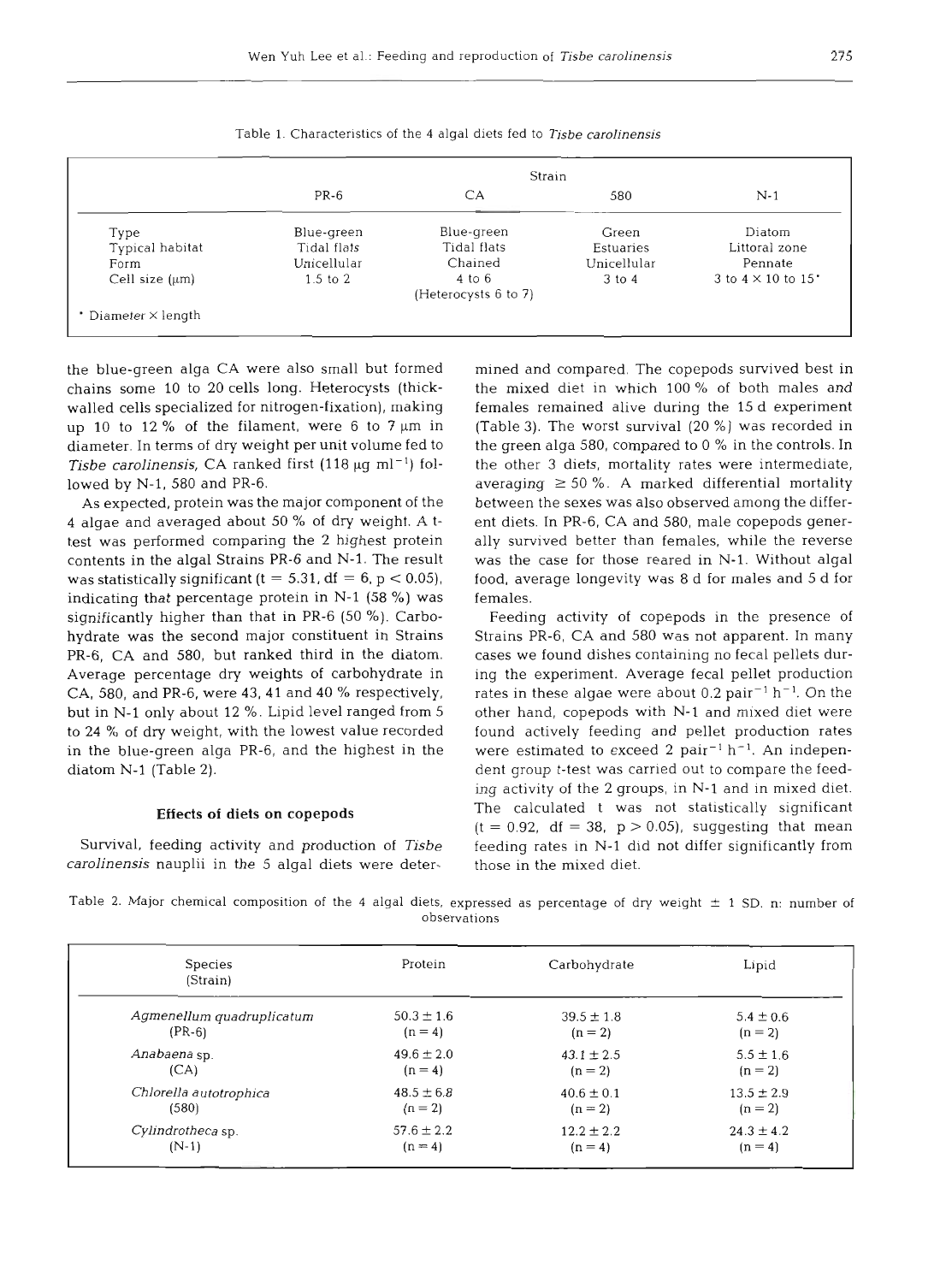Table 1. Characteristics of the 4 algal diets fed to *Tisbe carolinensis*

| | Strain | | | |
|---|---|---|---|---|
| | PR-6 | CA | 580 | N-1 |
| Type | Blue-green | Blue-green | Green | Diatom |
| Typical habitat | Tidal flats | Tidal flats | Estuaries | Littoral zone |
| Form | Unicellular | Chained | Unicellular | Pennate |
| Cell size (μm) | 1.5 to 2 | 4 to 6 (Heterocysts 6 to 7) | 3 to 4 | 3 to 4 × 10 to 15* |

* Diameter × length

the blue-green alga CA were also small but formed chains some 10 to 20 cells long. Heterocysts (thick-walled cells specialized for nitrogen-fixation), making up 10 to 12 % of the filament, were 6 to 7 μm in diameter. In terms of dry weight per unit volume fed to *Tisbe carolinensis*, CA ranked first (118 μg $ml^{-1}$) followed by N-1, 580 and PR-6.

As expected, protein was the major component of the 4 algae and averaged about 50 % of dry weight. A t-test was performed comparing the 2 highest protein contents in the algal Strains PR-6 and N-1. The result was statistically significant ($t = 5.31$, $df = 6$, $p < 0.05$), indicating that percentage protein in N-1 (58 %) was significantly higher than that in PR-6 (50 %). Carbohydrate was the second major constituent in Strains PR-6, CA and 580, but ranked third in the diatom. Average percentage dry weights of carbohydrate in CA, 580, and PR-6, were 43, 41 and 40 % respectively, but in N-1 only about 12 %. Lipid level ranged from 5 to 24 % of dry weight, with the lowest value recorded in the blue-green alga PR-6, and the highest in the diatom N-1 (Table 2).

### Effects of diets on copepods

Survival, feeding activity and production of *Tisbe carolinensis* nauplii in the 5 algal diets were determined and compared. The copepods survived best in the mixed diet in which 100 % of both males and females remained alive during the 15 d experiment (Table 3). The worst survival (20 %) was recorded in the green alga 580, compared to 0 % in the controls. In the other 3 diets, mortality rates were intermediate, averaging ≥ 50 %. A marked differential mortality between the sexes was also observed among the different diets. In PR-6, CA and 580, male copepods generally survived better than females, while the reverse was the case for those reared in N-1. Without algal food, average longevity was 8 d for males and 5 d for females.

Feeding activity of copepods in the presence of Strains PR-6, CA and 580 was not apparent. In many cases we found dishes containing no fecal pellets during the experiment. Average fecal pellet production rates in these algae were about 0.2 $pair^{-1}$ $h^{-1}$. On the other hand, copepods with N-1 and mixed diet were found actively feeding and pellet production rates were estimated to exceed 2 $pair^{-1}$ $h^{-1}$. An independent group t-test was carried out to compare the feeding activity of the 2 groups, in N-1 and in mixed diet. The calculated t was not statistically significant ($t = 0.92$, $df = 38$, $p > 0.05$), suggesting that mean feeding rates in N-1 did not differ significantly from those in the mixed diet.

Table 2. Major chemical composition of the 4 algal diets, expressed as percentage of dry weight ± 1 SD. n: number of observations

| Species (Strain) | Protein | Carbohydrate | Lipid |
|---|---|---|---|
| *Agmenellum quadruplicatum* (PR-6) | 50.3 ± 1.6 (n = 4) | 39.5 ± 1.8 (n = 2) | 5.4 ± 0.6 (n = 2) |
| *Anabaena* sp. (CA) | 49.6 ± 2.0 (n = 4) | 43.1 ± 2.5 (n = 2) | 5.5 ± 1.6 (n = 2) |
| *Chlorella autotrophica* (580) | 48.5 ± 6.8 (n = 2) | 40.6 ± 0.1 (n = 2) | 13.5 ± 2.9 (n = 2) |
| *Cylindrotheca* sp. (N-1) | 57.6 ± 2.2 (n = 4) | 12.2 ± 2.2 (n = 4) | 24.3 ± 4.2 (n = 4) |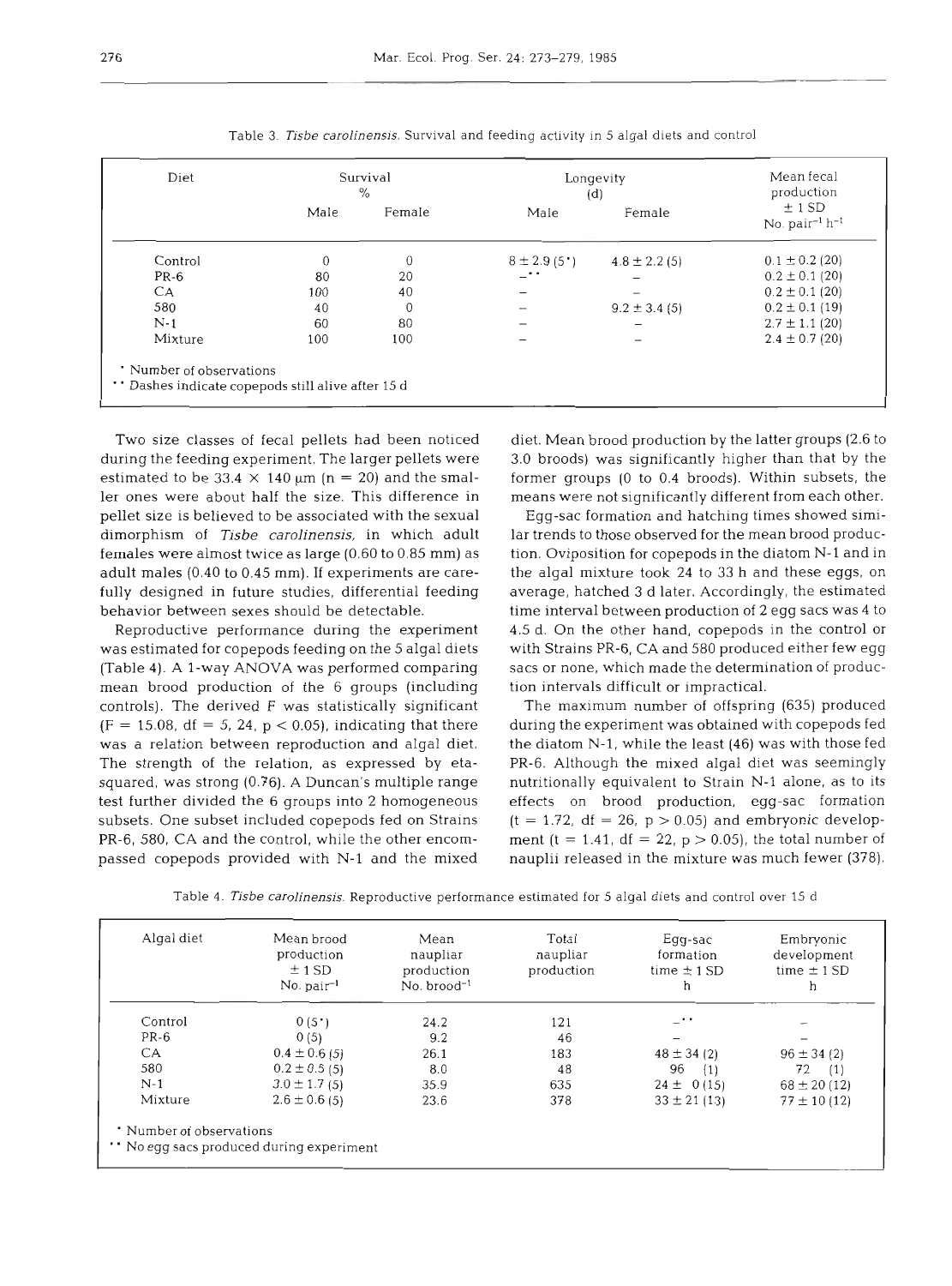Table 3. *Tisbe carolinensis*. Survival and feeding activity in 5 algal diets and control

| Diet | Survival % | | Longevity (d) | | Mean fecal production ± 1 SD No. pair$^{-1}$ h$^{-1}$ |
|---|---|---|---|---|---|
| | Male | Female | Male | Female | |
| Control | 0 | 0 | 8 ± 2.9 (5*) | 4.8 ± 2.2 (5) | 0.1 ± 0.2 (20) |
| PR-6 | 80 | 20 | –** | – | 0.2 ± 0.1 (20) |
| CA | 100 | 40 | – | – | 0.2 ± 0.1 (20) |
| 580 | 40 | 0 | – | 9.2 ± 3.4 (5) | 0.2 ± 0.1 (19) |
| N-1 | 60 | 80 | – | – | 2.7 ± 1.1 (20) |
| Mixture | 100 | 100 | – | – | 2.4 ± 0.7 (20) |

\* Number of observations
\** Dashes indicate copepods still alive after 15 d

Two size classes of fecal pellets had been noticed during the feeding experiment. The larger pellets were estimated to be 33.4 × 140 µm (n = 20) and the smaller ones were about half the size. This difference in pellet size is believed to be associated with the sexual dimorphism of *Tisbe carolinensis*, in which adult females were almost twice as large (0.60 to 0.85 mm) as adult males (0.40 to 0.45 mm). If experiments are carefully designed in future studies, differential feeding behavior between sexes should be detectable.

Reproductive performance during the experiment was estimated for copepods feeding on the 5 algal diets (Table 4). A 1-way ANOVA was performed comparing mean brood production of the 6 groups (including controls). The derived F was statistically significant ($F = 15.08$, df = 5, 24, $p < 0.05$), indicating that there was a relation between reproduction and algal diet. The strength of the relation, as expressed by eta-squared, was strong (0.76). A Duncan's multiple range test further divided the 6 groups into 2 homogeneous subsets. One subset included copepods fed on Strains PR-6, 580, CA and the control, while the other encompassed copepods provided with N-1 and the mixed diet. Mean brood production by the latter groups (2.6 to 3.0 broods) was significantly higher than that by the former groups (0 to 0.4 broods). Within subsets, the means were not significantly different from each other.

Egg-sac formation and hatching times showed similar trends to those observed for the mean brood production. Oviposition for copepods in the diatom N-1 and in the algal mixture took 24 to 33 h and these eggs, on average, hatched 3 d later. Accordingly, the estimated time interval between production of 2 egg sacs was 4 to 4.5 d. On the other hand, copepods in the control or with Strains PR-6, CA and 580 produced either few egg sacs or none, which made the determination of production intervals difficult or impractical.

The maximum number of offspring (635) produced during the experiment was obtained with copepods fed the diatom N-1, while the least (46) was with those fed PR-6. Although the mixed algal diet was seemingly nutritionally equivalent to Strain N-1 alone, as to its effects on brood production, egg-sac formation ($t = 1.72$, df = 26, $p > 0.05$) and embryonic development ($t = 1.41$, df = 22, $p > 0.05$), the total number of nauplii released in the mixture was much fewer (378).

Table 4. *Tisbe carolinensis*. Reproductive performance estimated for 5 algal diets and control over 15 d

| Algal diet | Mean brood production ± 1 SD No. pair$^{-1}$ | Mean naupliar production No. brood$^{-1}$ | Total naupliar production | Egg-sac formation time ± 1 SD h | Embryonic development time ± 1 SD h |
|---|---|---|---|---|---|
| Control | 0 (5*) | 24.2 | 121 | –** | – |
| PR-6 | 0 (5) | 9.2 | 46 | – | – |
| CA | 0.4 ± 0.6 (5) | 26.1 | 183 | 48 ± 34 (2) | 96 ± 34 (2) |
| 580 | 0.2 ± 0.5 (5) | 8.0 | 48 | 96 (1) | 72 (1) |
| N-1 | 3.0 ± 1.7 (5) | 35.9 | 635 | 24 ± 0 (15) | 68 ± 20 (12) |
| Mixture | 2.6 ± 0.6 (5) | 23.6 | 378 | 33 ± 21 (13) | 77 ± 10 (12) |

\* Number of observations
\** No egg sacs produced during experiment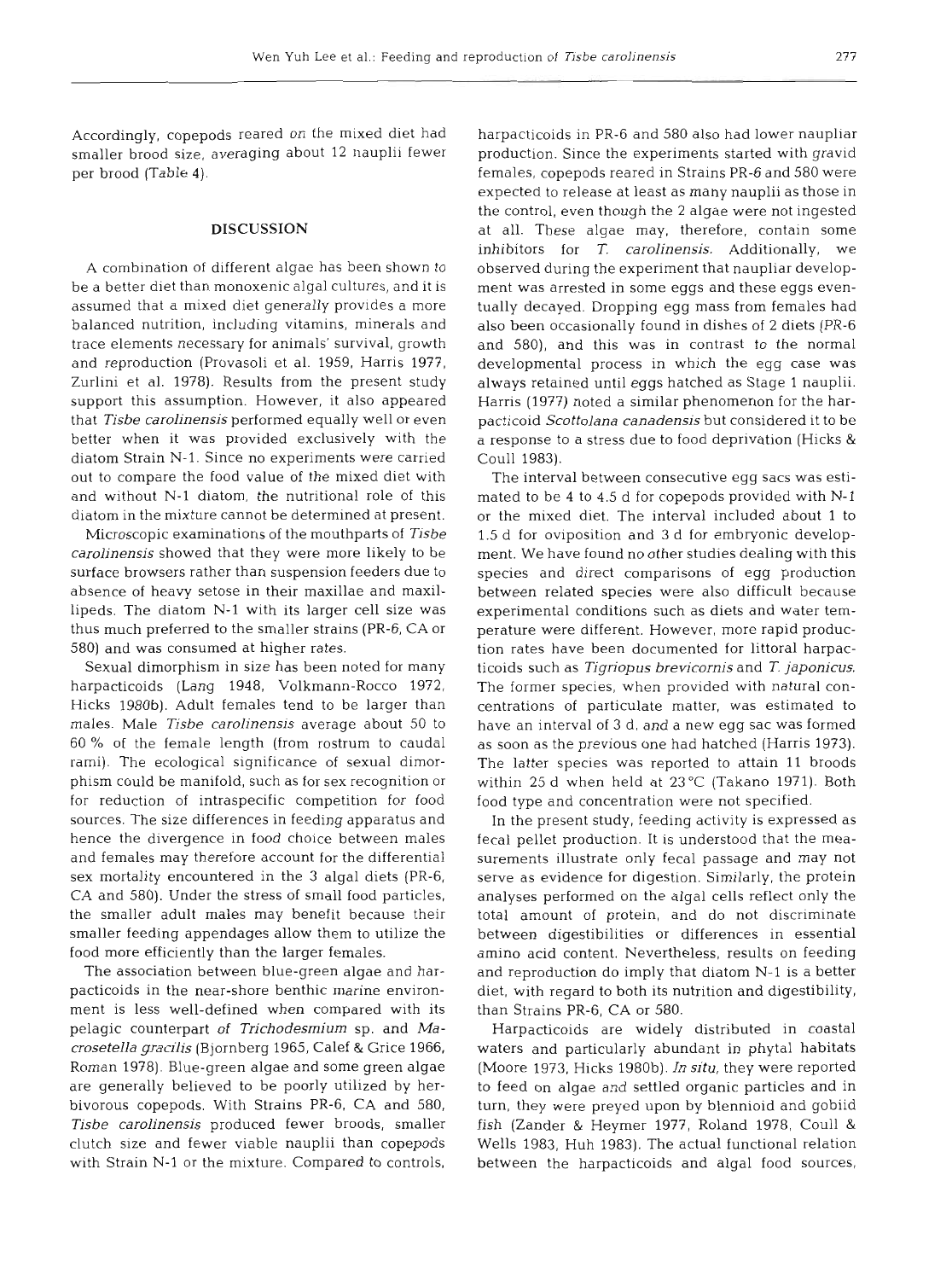Accordingly, copepods reared on the mixed diet had smaller brood size, averaging about 12 nauplii fewer per brood (Table 4).

## DISCUSSION

A combination of different algae has been shown to be a better diet than monoxenic algal cultures, and it is assumed that a mixed diet generally provides a more balanced nutrition, including vitamins, minerals and trace elements necessary for animals' survival, growth and reproduction (Provasoli et al. 1959, Harris 1977, Zurlini et al. 1978). Results from the present study support this assumption. However, it also appeared that *Tisbe carolinensis* performed equally well or even better when it was provided exclusively with the diatom Strain N-1. Since no experiments were carried out to compare the food value of the mixed diet with and without N-1 diatom, the nutritional role of this diatom in the mixture cannot be determined at present.

Microscopic examinations of the mouthparts of *Tisbe carolinensis* showed that they were more likely to be surface browsers rather than suspension feeders due to absence of heavy setose in their maxillae and maxillipeds. The diatom N-1 with its larger cell size was thus much preferred to the smaller strains (PR-6, CA or 580) and was consumed at higher rates.

Sexual dimorphism in size has been noted for many harpacticoids (Lang 1948, Volkmann-Rocco 1972, Hicks 1980b). Adult females tend to be larger than males. Male *Tisbe carolinensis* average about 50 to 60 % of the female length (from rostrum to caudal rami). The ecological significance of sexual dimorphism could be manifold, such as for sex recognition or for reduction of intraspecific competition for food sources. The size differences in feeding apparatus and hence the divergence in food choice between males and females may therefore account for the differential sex mortality encountered in the 3 algal diets (PR-6, CA and 580). Under the stress of small food particles, the smaller adult males may benefit because their smaller feeding appendages allow them to utilize the food more efficiently than the larger females.

The association between blue-green algae and harpacticoids in the near-shore benthic marine environment is less well-defined when compared with its pelagic counterpart of *Trichodesmium* sp. and *Macrosetella gracilis* (Bjornberg 1965, Calef & Grice 1966, Roman 1978). Blue-green algae and some green algae are generally believed to be poorly utilized by herbivorous copepods. With Strains PR-6, CA and 580, *Tisbe carolinensis* produced fewer broods, smaller clutch size and fewer viable nauplii than copepods with Strain N-1 or the mixture. Compared to controls, harpacticoids in PR-6 and 580 also had lower naupliar production. Since the experiments started with gravid females, copepods reared in Strains PR-6 and 580 were expected to release at least as many nauplii as those in the control, even though the 2 algae were not ingested at all. These algae may, therefore, contain some inhibitors for *T. carolinensis*. Additionally, we observed during the experiment that naupliar development was arrested in some eggs and these eggs eventually decayed. Dropping egg mass from females had also been occasionally found in dishes of 2 diets (PR-6 and 580), and this was in contrast to the normal developmental process in which the egg case was always retained until eggs hatched as Stage 1 nauplii. Harris (1977) noted a similar phenomenon for the harpacticoid *Scottolana canadensis* but considered it to be a response to a stress due to food deprivation (Hicks & Coull 1983).

The interval between consecutive egg sacs was estimated to be 4 to 4.5 d for copepods provided with N-1 or the mixed diet. The interval included about 1 to 1.5 d for oviposition and 3 d for embryonic development. We have found no other studies dealing with this species and direct comparisons of egg production between related species were also difficult because experimental conditions such as diets and water temperature were different. However, more rapid production rates have been documented for littoral harpacticoids such as *Tigriopus brevicornis* and *T. japonicus*. The former species, when provided with natural concentrations of particulate matter, was estimated to have an interval of 3 d, and a new egg sac was formed as soon as the previous one had hatched (Harris 1973). The latter species was reported to attain 11 broods within 25 d when held at 23 °C (Takano 1971). Both food type and concentration were not specified.

In the present study, feeding activity is expressed as fecal pellet production. It is understood that the measurements illustrate only fecal passage and may not serve as evidence for digestion. Similarly, the protein analyses performed on the algal cells reflect only the total amount of protein, and do not discriminate between digestibilities or differences in essential amino acid content. Nevertheless, results on feeding and reproduction do imply that diatom N-1 is a better diet, with regard to both its nutrition and digestibility, than Strains PR-6, CA or 580.

Harpacticoids are widely distributed in coastal waters and particularly abundant in phytal habitats (Moore 1973, Hicks 1980b). *In situ*, they were reported to feed on algae and settled organic particles and in turn, they were preyed upon by blennioid and gobiid fish (Zander & Heymer 1977, Roland 1978, Coull & Wells 1983, Huh 1983). The actual functional relation between the harpacticoids and algal food sources,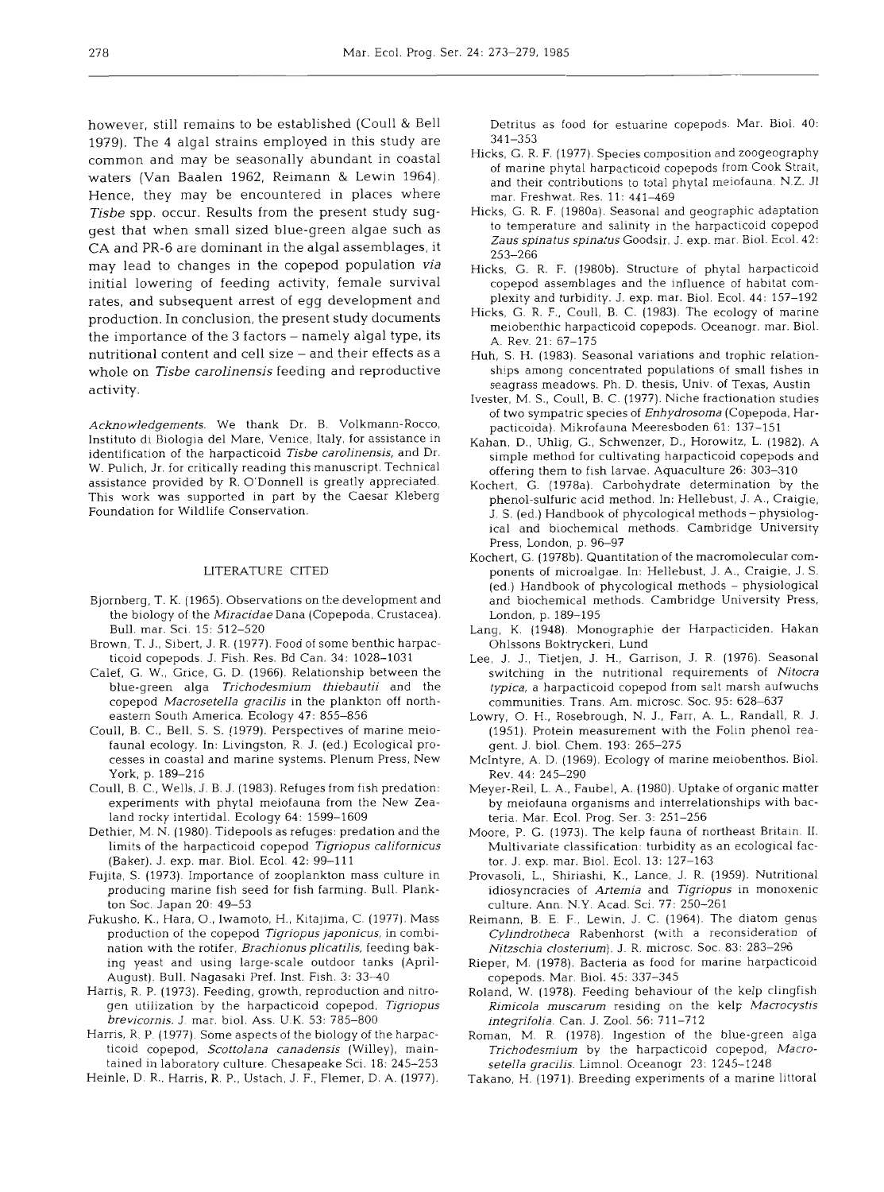however, still remains to be established (Coull & Bell 1979). The 4 algal strains employed in this study are common and may be seasonally abundant in coastal waters (Van Baalen 1962, Reimann & Lewin 1964). Hence, they may be encountered in places where *Tisbe* spp. occur. Results from the present study suggest that when small sized blue-green algae such as CA and PR-6 are dominant in the algal assemblages, it may lead to changes in the copepod population *via* initial lowering of feeding activity, female survival rates, and subsequent arrest of egg development and production. In conclusion, the present study documents the importance of the 3 factors – namely algal type, its nutritional content and cell size – and their effects as a whole on *Tisbe carolinensis* feeding and reproductive activity.

*Acknowledgements.* We thank Dr. B. Volkmann-Rocco, Instituto di Biologia del Mare, Venice, Italy, for assistance in identification of the harpacticoid *Tisbe carolinensis*, and Dr. W. Pulich, Jr. for critically reading this manuscript. Technical assistance provided by R. O'Donnell is greatly appreciated. This work was supported in part by the Caesar Kleberg Foundation for Wildlife Conservation.

## LITERATURE CITED

Bjornberg, T. K. (1965). Observations on the development and the biology of the *Miracidae* Dana (Copepoda, Crustacea). Bull. mar. Sci. 15: 512–520

Brown, T. J., Sibert, J. R. (1977). Food of some benthic harpacticoid copepods. J. Fish. Res. Bd Can. 34: 1028–1031

Calef, G. W., Grice, G. D. (1966). Relationship between the blue-green alga *Trichodesmium thiebautii* and the copepod *Macrosetella gracilis* in the plankton off northeastern South America. Ecology 47: 855–856

Coull, B. C., Bell, S. S. (1979). Perspectives of marine meiofaunal ecology. In: Livingston, R. J. (ed.) Ecological processes in coastal and marine systems. Plenum Press, New York, p. 189–216

Coull, B. C., Wells, J. B. J. (1983). Refuges from fish predation: experiments with phytal meiofauna from the New Zealand rocky intertidal. Ecology 64: 1599–1609

Dethier, M. N. (1980). Tidepools as refuges: predation and the limits of the harpacticoid copepod *Tigriopus californicus* (Baker). J. exp. mar. Biol. Ecol. 42: 99–111

Fujita, S. (1973). Importance of zooplankton mass culture in producing marine fish seed for fish farming. Bull. Plankton Soc. Japan 20: 49–53

Fukusho, K., Hara, O., Iwamoto, H., Kitajima, C. (1977). Mass production of the copepod *Tigriopus japonicus*, in combination with the rotifer, *Brachionus plicatilis*, feeding baking yeast and using large-scale outdoor tanks (April-August). Bull. Nagasaki Pref. Inst. Fish. 3: 33–40

Harris, R. P. (1973). Feeding, growth, reproduction and nitrogen utilization by the harpacticoid copepod, *Tigriopus brevicornis*. J. mar. biol. Ass. U.K. 53: 785–800

Harris, R. P. (1977). Some aspects of the biology of the harpacticoid copepod, *Scottolana canadensis* (Willey), maintained in laboratory culture. Chesapeake Sci. 18: 245–253

Heinle, D. R., Harris, R. P., Ustach, J. F., Flemer, D. A. (1977). Detritus as food for estuarine copepods. Mar. Biol. 40: 341–353

Hicks, G. R. F. (1977). Species composition and zoogeography of marine phytal harpacticoid copepods from Cook Strait, and their contributions to total phytal meiofauna. N.Z. Jl mar. Freshwat. Res. 11: 441–469

Hicks, G. R. F. (1980a). Seasonal and geographic adaptation to temperature and salinity in the harpacticoid copepod *Zaus spinatus spinatus* Goodsir. J. exp. mar. Biol. Ecol. 42: 253–266

Hicks, G. R. F. (1980b). Structure of phytal harpacticoid copepod assemblages and the influence of habitat complexity and turbidity. J. exp. mar. Biol. Ecol. 44: 157–192

Hicks, G. R. F., Coull, B. C. (1983). The ecology of marine meiobenthic harpacticoid copepods. Oceanogr. mar. Biol. A. Rev. 21: 67–175

Huh, S. H. (1983). Seasonal variations and trophic relationships among concentrated populations of small fishes in seagrass meadows. Ph. D. thesis, Univ. of Texas, Austin

Ivester, M. S., Coull, B. C. (1977). Niche fractionation studies of two sympatric species of *Enhydrosoma* (Copepoda, Harpacticoida). Mikrofauna Meeresboden 61: 137–151

Kahan, D., Uhlig, G., Schwenzer, D., Horowitz, L. (1982). A simple method for cultivating harpacticoid copepods and offering them to fish larvae. Aquaculture 26: 303–310

Kochert, G. (1978a). Carbohydrate determination by the phenol-sulfuric acid method. In: Hellebust, J. A., Craigie, J. S. (ed.) Handbook of phycological methods – physiological and biochemical methods. Cambridge University Press, London, p. 96–97

Kochert, G. (1978b). Quantitation of the macromolecular components of microalgae. In: Hellebust, J. A., Craigie, J. S. (ed.) Handbook of phycological methods – physiological and biochemical methods. Cambridge University Press, London, p. 189–195

Lang, K. (1948). Monographie der Harpacticiden. Hakan Ohlssons Boktryckeri, Lund

Lee, J. J., Tietjen, J. H., Garrison, J. R. (1976). Seasonal switching in the nutritional requirements of *Nitocra typica*, a harpacticoid copepod from salt marsh aufwuchs communities. Trans. Am. microsc. Soc. 95: 628–637

Lowry, O. H., Rosebrough, N. J., Farr, A. L., Randall, R. J. (1951). Protein measurement with the Folin phenol reagent. J. biol. Chem. 193: 265–275

McIntyre, A. D. (1969). Ecology of marine meiobenthos. Biol. Rev. 44: 245–290

Meyer-Reil, L. A., Faubel, A. (1980). Uptake of organic matter by meiofauna organisms and interrelationships with bacteria. Mar. Ecol. Prog. Ser. 3: 251–256

Moore, P. G. (1973). The kelp fauna of northeast Britain. II. Multivariate classification: turbidity as an ecological factor. J. exp. mar. Biol. Ecol. 13: 127–163

Provasoli, L., Shiriashi, K., Lance, J. R. (1959). Nutritional idiosyncracies of *Artemia* and *Tigriopus* in monoxenic culture. Ann. N.Y. Acad. Sci. 77: 250–261

Reimann, B. E. F., Lewin, J. C. (1964). The diatom genus *Cylindrotheca* Rabenhorst (with a reconsideration of *Nitzschia closterium*). J. R. microsc. Soc. 83: 283–296

Rieper, M. (1978). Bacteria as food for marine harpacticoid copepods. Mar. Biol. 45: 337–345

Roland, W. (1978). Feeding behaviour of the kelp clingfish *Rimicola muscarum* residing on the kelp *Macrocystis integrifolia*. Can. J. Zool. 56: 711–712

Roman, M. R. (1978). Ingestion of the blue-green alga *Trichodesmium* by the harpacticoid copepod, *Macrosetella gracilis*. Limnol. Oceanogr 23: 1245–1248

Takano, H. (1971). Breeding experiments of a marine littoral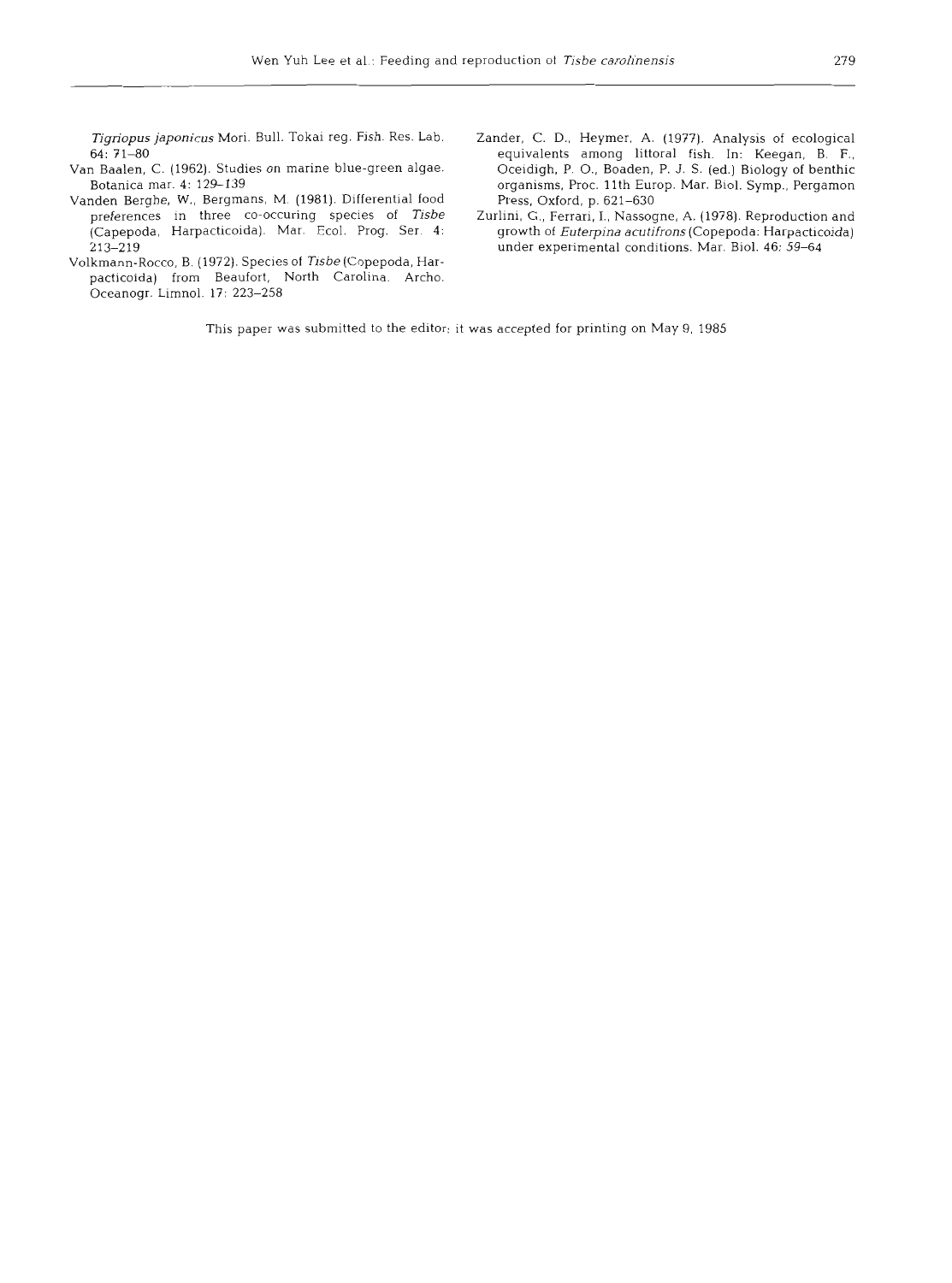*Tigriopus japonicus* Mori. Bull. Tokai reg. Fish. Res. Lab. 64: 71–80

Van Baalen, C. (1962). Studies on marine blue-green algae. Botanica mar. 4: 129–139

Vanden Berghe, W., Bergmans, M. (1981). Differential food preferences in three co-occuring species of *Tisbe* (Capepoda, Harpacticoida). Mar. Ecol. Prog. Ser. 4: 213–219

Volkmann-Rocco, B. (1972). Species of *Tisbe* (Copepoda, Harpacticoida) from Beaufort, North Carolina. Archo. Oceanogr. Limnol. 17: 223–258

Zander, C. D., Heymer, A. (1977). Analysis of ecological equivalents among littoral fish. In: Keegan, B. F., Oceidigh, P. O., Boaden, P. J. S. (ed.) Biology of benthic organisms, Proc. 11th Europ. Mar. Biol. Symp., Pergamon Press, Oxford, p. 621–630

Zurlini, G., Ferrari, I., Nassogne, A. (1978). Reproduction and growth of *Euterpina acutifrons* (Copepoda: Harpacticoida) under experimental conditions. Mar. Biol. 46: 59–64

This paper was submitted to the editor; it was accepted for printing on May 9, 1985